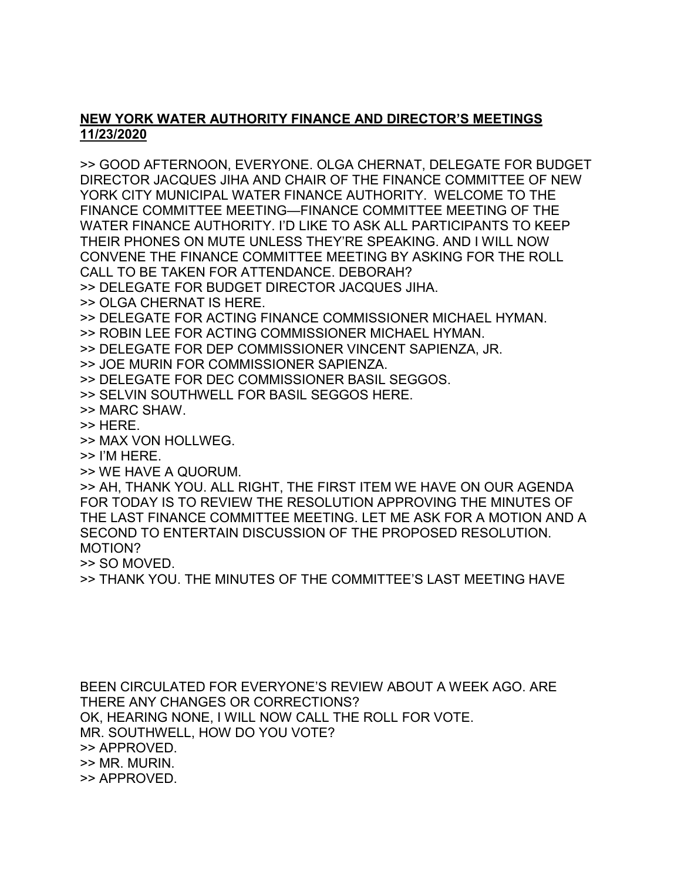# NEW YORK WATER AUTHORITY FINANCE AND DIRECTOR'S MEETINGS 11/23/2020

>> GOOD AFTERNOON, EVERYONE. OLGA CHERNAT, DELEGATE FOR BUDGET DIRECTOR JACQUES JIHA AND CHAIR OF THE FINANCE COMMITTEE OF NEW YORK CITY MUNICIPAL WATER FINANCE AUTHORITY. WELCOME TO THE FINANCE COMMITTEE MEETING—FINANCE COMMITTEE MEETING OF THE WATER FINANCE AUTHORITY. I'D LIKE TO ASK ALL PARTICIPANTS TO KEEP THEIR PHONES ON MUTE UNLESS THEY'RE SPEAKING. AND I WILL NOW CONVENE THE FINANCE COMMITTEE MEETING BY ASKING FOR THE ROLL CALL TO BE TAKEN FOR ATTENDANCE. DEBORAH?
>> DELEGATE FOR BUDGET DIRECTOR JACQUES JIHA.
>> OLGA CHERNAT IS HERE.
>> DELEGATE FOR ACTING FINANCE COMMISSIONER MICHAEL HYMAN.
>> ROBIN LEE FOR ACTING COMMISSIONER MICHAEL HYMAN.
>> DELEGATE FOR DEP COMMISSIONER VINCENT SAPIENZA, JR.
>> JOE MURIN FOR COMMISSIONER SAPIENZA.
>> DELEGATE FOR DEC COMMISSIONER BASIL SEGGOS.
>> SELVIN SOUTHWELL FOR BASIL SEGGOS HERE.
>> MARC SHAW.
>> HERE.
>> MAX VON HOLLWEG.
>> I'M HERE.
>> WE HAVE A QUORUM.
>> AH, THANK YOU. ALL RIGHT, THE FIRST ITEM WE HAVE ON OUR AGENDA FOR TODAY IS TO REVIEW THE RESOLUTION APPROVING THE MINUTES OF THE LAST FINANCE COMMITTEE MEETING. LET ME ASK FOR A MOTION AND A SECOND TO ENTERTAIN DISCUSSION OF THE PROPOSED RESOLUTION. MOTION?
>> SO MOVED.
>> THANK YOU. THE MINUTES OF THE COMMITTEE'S LAST MEETING HAVE BEEN CIRCULATED FOR EVERYONE'S REVIEW ABOUT A WEEK AGO. ARE THERE ANY CHANGES OR CORRECTIONS?
OK, HEARING NONE, I WILL NOW CALL THE ROLL FOR VOTE.
MR. SOUTHWELL, HOW DO YOU VOTE?
>> APPROVED.
>> MR. MURIN.
>> APPROVED.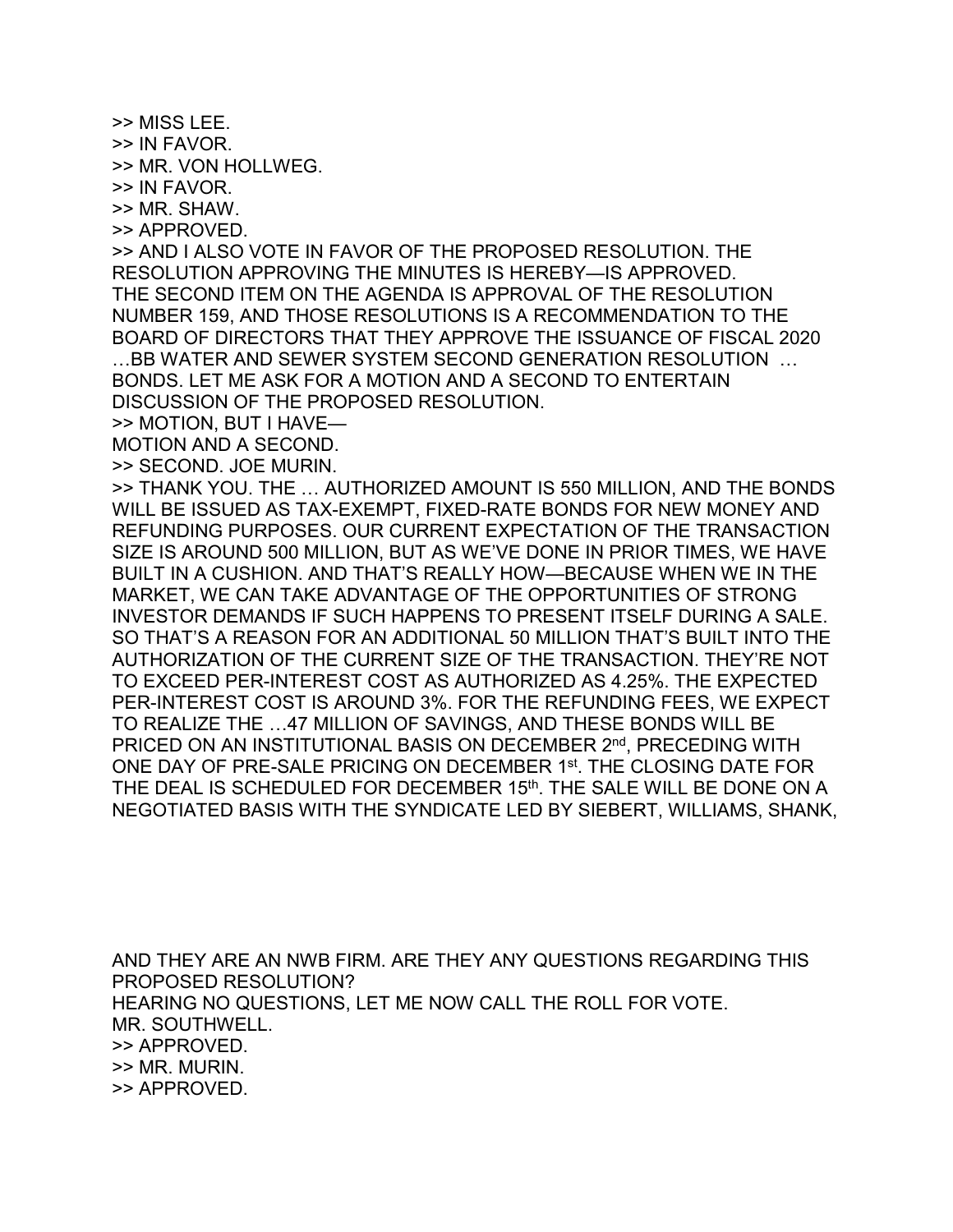>> MISS LEE.
>> IN FAVOR.
>> MR. VON HOLLWEG.
>> IN FAVOR.
>> MR. SHAW.
>> APPROVED.
>> AND I ALSO VOTE IN FAVOR OF THE PROPOSED RESOLUTION. THE RESOLUTION APPROVING THE MINUTES IS HEREBY—IS APPROVED.
THE SECOND ITEM ON THE AGENDA IS APPROVAL OF THE RESOLUTION NUMBER 159, AND THOSE RESOLUTIONS IS A RECOMMENDATION TO THE BOARD OF DIRECTORS THAT THEY APPROVE THE ISSUANCE OF FISCAL 2020 …BB WATER AND SEWER SYSTEM SECOND GENERATION RESOLUTION … BONDS. LET ME ASK FOR A MOTION AND A SECOND TO ENTERTAIN DISCUSSION OF THE PROPOSED RESOLUTION.
>> MOTION, BUT I HAVE—
MOTION AND A SECOND.
>> SECOND. JOE MURIN.
>> THANK YOU. THE … AUTHORIZED AMOUNT IS 550 MILLION, AND THE BONDS WILL BE ISSUED AS TAX-EXEMPT, FIXED-RATE BONDS FOR NEW MONEY AND REFUNDING PURPOSES. OUR CURRENT EXPECTATION OF THE TRANSACTION SIZE IS AROUND 500 MILLION, BUT AS WE'VE DONE IN PRIOR TIMES, WE HAVE BUILT IN A CUSHION. AND THAT'S REALLY HOW—BECAUSE WHEN WE IN THE MARKET, WE CAN TAKE ADVANTAGE OF THE OPPORTUNITIES OF STRONG INVESTOR DEMANDS IF SUCH HAPPENS TO PRESENT ITSELF DURING A SALE. SO THAT'S A REASON FOR AN ADDITIONAL 50 MILLION THAT'S BUILT INTO THE AUTHORIZATION OF THE CURRENT SIZE OF THE TRANSACTION. THEY'RE NOT TO EXCEED PER-INTEREST COST AS AUTHORIZED AS 4.25%. THE EXPECTED PER-INTEREST COST IS AROUND 3%. FOR THE REFUNDING FEES, WE EXPECT TO REALIZE THE …47 MILLION OF SAVINGS, AND THESE BONDS WILL BE PRICED ON AN INSTITUTIONAL BASIS ON DECEMBER 2nd, PRECEDING WITH ONE DAY OF PRE-SALE PRICING ON DECEMBER 1st. THE CLOSING DATE FOR THE DEAL IS SCHEDULED FOR DECEMBER 15th. THE SALE WILL BE DONE ON A NEGOTIATED BASIS WITH THE SYNDICATE LED BY SIEBERT, WILLIAMS, SHANK, AND THEY ARE AN NWB FIRM. ARE THEY ANY QUESTIONS REGARDING THIS PROPOSED RESOLUTION?
HEARING NO QUESTIONS, LET ME NOW CALL THE ROLL FOR VOTE.
MR. SOUTHWELL.
>> APPROVED.
>> MR. MURIN.
>> APPROVED.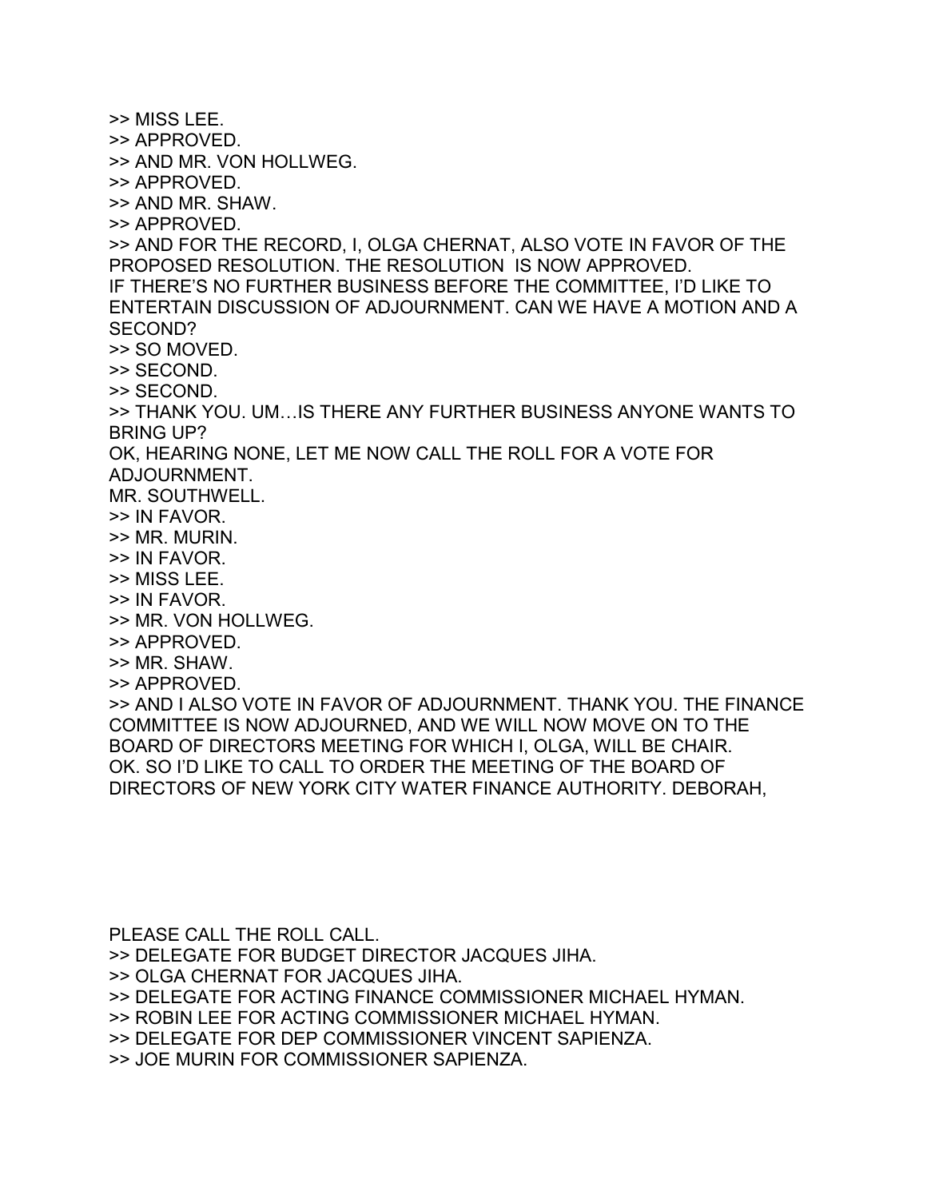>> MISS LEE.
>> APPROVED.
>> AND MR. VON HOLLWEG.
>> APPROVED.
>> AND MR. SHAW.
>> APPROVED.
>> AND FOR THE RECORD, I, OLGA CHERNAT, ALSO VOTE IN FAVOR OF THE PROPOSED RESOLUTION. THE RESOLUTION IS NOW APPROVED.
IF THERE'S NO FURTHER BUSINESS BEFORE THE COMMITTEE, I'D LIKE TO ENTERTAIN DISCUSSION OF ADJOURNMENT. CAN WE HAVE A MOTION AND A SECOND?
>> SO MOVED.
>> SECOND.
>> SECOND.
>> THANK YOU. UM…IS THERE ANY FURTHER BUSINESS ANYONE WANTS TO BRING UP?
OK, HEARING NONE, LET ME NOW CALL THE ROLL FOR A VOTE FOR ADJOURNMENT.
MR. SOUTHWELL.
>> IN FAVOR.
>> MR. MURIN.
>> IN FAVOR.
>> MISS LEE.
>> IN FAVOR.
>> MR. VON HOLLWEG.
>> APPROVED.
>> MR. SHAW.
>> APPROVED.
>> AND I ALSO VOTE IN FAVOR OF ADJOURNMENT. THANK YOU. THE FINANCE COMMITTEE IS NOW ADJOURNED, AND WE WILL NOW MOVE ON TO THE BOARD OF DIRECTORS MEETING FOR WHICH I, OLGA, WILL BE CHAIR.
OK. SO I'D LIKE TO CALL TO ORDER THE MEETING OF THE BOARD OF DIRECTORS OF NEW YORK CITY WATER FINANCE AUTHORITY. DEBORAH,

PLEASE CALL THE ROLL CALL.
>> DELEGATE FOR BUDGET DIRECTOR JACQUES JIHA.
>> OLGA CHERNAT FOR JACQUES JIHA.
>> DELEGATE FOR ACTING FINANCE COMMISSIONER MICHAEL HYMAN.
>> ROBIN LEE FOR ACTING COMMISSIONER MICHAEL HYMAN.
>> DELEGATE FOR DEP COMMISSIONER VINCENT SAPIENZA.
>> JOE MURIN FOR COMMISSIONER SAPIENZA.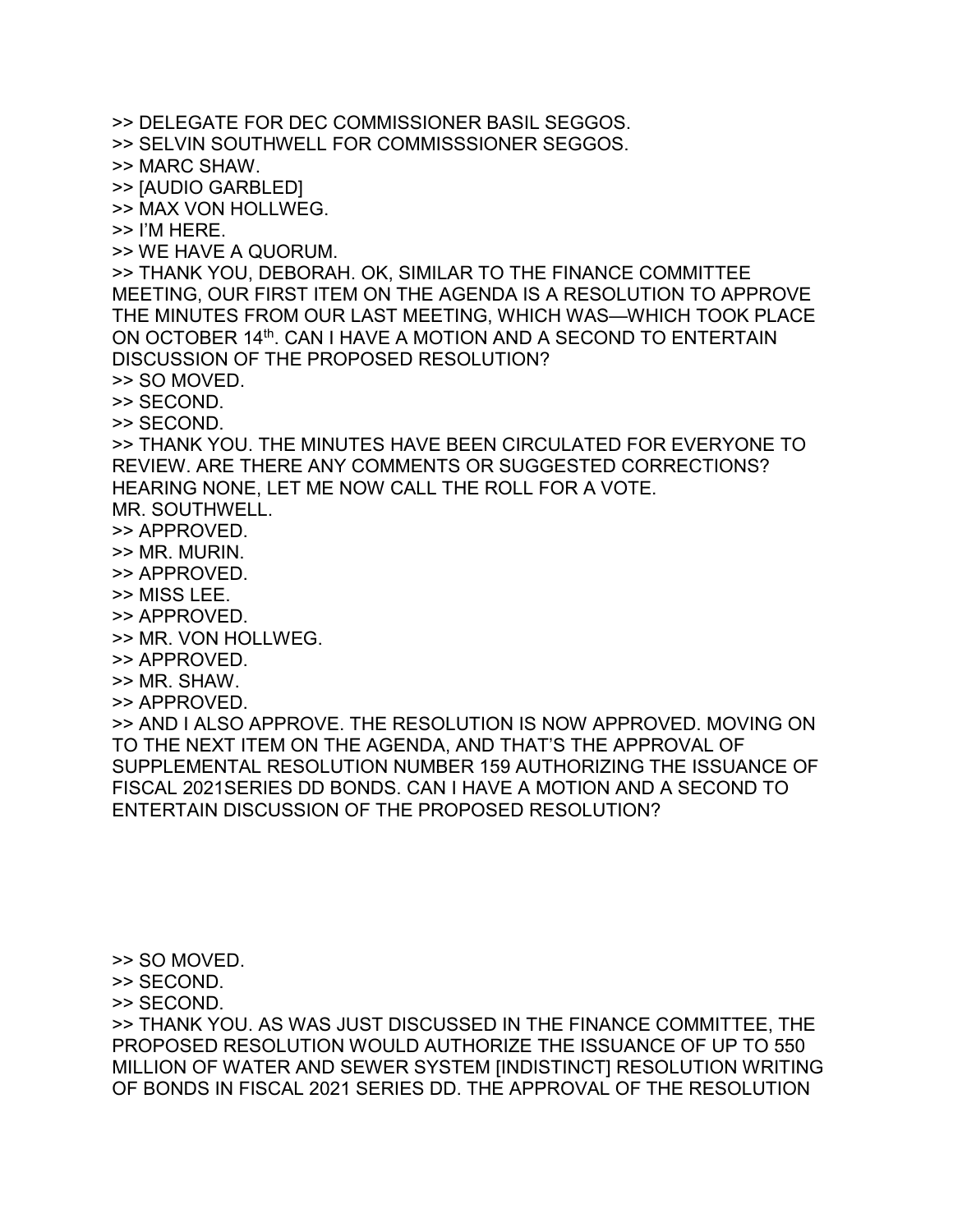>> DELEGATE FOR DEC COMMISSIONER BASIL SEGGOS.
>> SELVIN SOUTHWELL FOR COMMISSSIONER SEGGOS.
>> MARC SHAW.
>> [AUDIO GARBLED]
>> MAX VON HOLLWEG.
>> I'M HERE.
>> WE HAVE A QUORUM.
>> THANK YOU, DEBORAH. OK, SIMILAR TO THE FINANCE COMMITTEE MEETING, OUR FIRST ITEM ON THE AGENDA IS A RESOLUTION TO APPROVE THE MINUTES FROM OUR LAST MEETING, WHICH WAS—WHICH TOOK PLACE ON OCTOBER 14th. CAN I HAVE A MOTION AND A SECOND TO ENTERTAIN DISCUSSION OF THE PROPOSED RESOLUTION?
>> SO MOVED.
>> SECOND.
>> SECOND.
>> THANK YOU. THE MINUTES HAVE BEEN CIRCULATED FOR EVERYONE TO REVIEW. ARE THERE ANY COMMENTS OR SUGGESTED CORRECTIONS? HEARING NONE, LET ME NOW CALL THE ROLL FOR A VOTE.
MR. SOUTHWELL.
>> APPROVED.
>> MR. MURIN.
>> APPROVED.
>> MISS LEE.
>> APPROVED.
>> MR. VON HOLLWEG.
>> APPROVED.
>> MR. SHAW.
>> APPROVED.
>> AND I ALSO APPROVE. THE RESOLUTION IS NOW APPROVED. MOVING ON TO THE NEXT ITEM ON THE AGENDA, AND THAT'S THE APPROVAL OF SUPPLEMENTAL RESOLUTION NUMBER 159 AUTHORIZING THE ISSUANCE OF FISCAL 2021SERIES DD BONDS. CAN I HAVE A MOTION AND A SECOND TO ENTERTAIN DISCUSSION OF THE PROPOSED RESOLUTION?

>> SO MOVED.
>> SECOND.
>> SECOND.
>> THANK YOU. AS WAS JUST DISCUSSED IN THE FINANCE COMMITTEE, THE PROPOSED RESOLUTION WOULD AUTHORIZE THE ISSUANCE OF UP TO 550 MILLION OF WATER AND SEWER SYSTEM [INDISTINCT] RESOLUTION WRITING OF BONDS IN FISCAL 2021 SERIES DD. THE APPROVAL OF THE RESOLUTION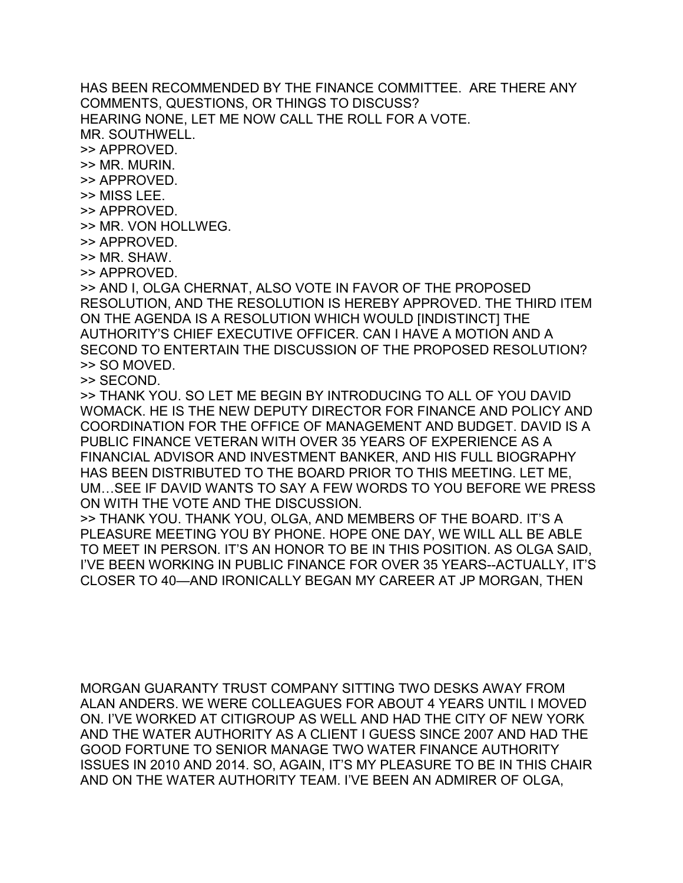HAS BEEN RECOMMENDED BY THE FINANCE COMMITTEE.  ARE THERE ANY COMMENTS, QUESTIONS, OR THINGS TO DISCUSS?
HEARING NONE, LET ME NOW CALL THE ROLL FOR A VOTE.
MR. SOUTHWELL.
>> APPROVED.
>> MR. MURIN.
>> APPROVED.
>> MISS LEE.
>> APPROVED.
>> MR. VON HOLLWEG.
>> APPROVED.
>> MR. SHAW.
>> APPROVED.
>> AND I, OLGA CHERNAT, ALSO VOTE IN FAVOR OF THE PROPOSED RESOLUTION, AND THE RESOLUTION IS HEREBY APPROVED. THE THIRD ITEM ON THE AGENDA IS A RESOLUTION WHICH WOULD [INDISTINCT] THE AUTHORITY'S CHIEF EXECUTIVE OFFICER. CAN I HAVE A MOTION AND A SECOND TO ENTERTAIN THE DISCUSSION OF THE PROPOSED RESOLUTION?
>> SO MOVED.
>> SECOND.
>> THANK YOU. SO LET ME BEGIN BY INTRODUCING TO ALL OF YOU DAVID WOMACK. HE IS THE NEW DEPUTY DIRECTOR FOR FINANCE AND POLICY AND COORDINATION FOR THE OFFICE OF MANAGEMENT AND BUDGET. DAVID IS A PUBLIC FINANCE VETERAN WITH OVER 35 YEARS OF EXPERIENCE AS A FINANCIAL ADVISOR AND INVESTMENT BANKER, AND HIS FULL BIOGRAPHY HAS BEEN DISTRIBUTED TO THE BOARD PRIOR TO THIS MEETING. LET ME, UM…SEE IF DAVID WANTS TO SAY A FEW WORDS TO YOU BEFORE WE PRESS ON WITH THE VOTE AND THE DISCUSSION.
>> THANK YOU. THANK YOU, OLGA, AND MEMBERS OF THE BOARD. IT'S A PLEASURE MEETING YOU BY PHONE. HOPE ONE DAY, WE WILL ALL BE ABLE TO MEET IN PERSON. IT'S AN HONOR TO BE IN THIS POSITION. AS OLGA SAID, I'VE BEEN WORKING IN PUBLIC FINANCE FOR OVER 35 YEARS--ACTUALLY, IT'S CLOSER TO 40—AND IRONICALLY BEGAN MY CAREER AT JP MORGAN, THEN MORGAN GUARANTY TRUST COMPANY SITTING TWO DESKS AWAY FROM ALAN ANDERS. WE WERE COLLEAGUES FOR ABOUT 4 YEARS UNTIL I MOVED ON. I'VE WORKED AT CITIGROUP AS WELL AND HAD THE CITY OF NEW YORK AND THE WATER AUTHORITY AS A CLIENT I GUESS SINCE 2007 AND HAD THE GOOD FORTUNE TO SENIOR MANAGE TWO WATER FINANCE AUTHORITY ISSUES IN 2010 AND 2014. SO, AGAIN, IT'S MY PLEASURE TO BE IN THIS CHAIR AND ON THE WATER AUTHORITY TEAM. I'VE BEEN AN ADMIRER OF OLGA,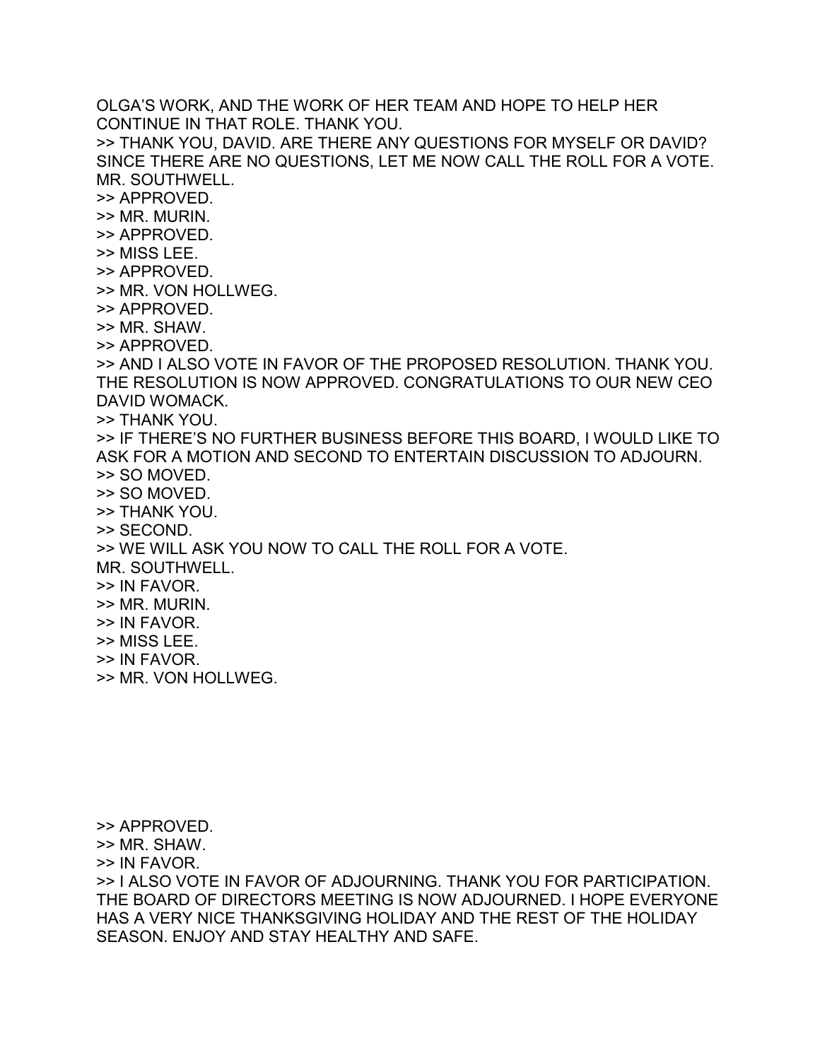OLGA'S WORK, AND THE WORK OF HER TEAM AND HOPE TO HELP HER CONTINUE IN THAT ROLE. THANK YOU.

>> THANK YOU, DAVID. ARE THERE ANY QUESTIONS FOR MYSELF OR DAVID? SINCE THERE ARE NO QUESTIONS, LET ME NOW CALL THE ROLL FOR A VOTE. MR. SOUTHWELL.

>> APPROVED.

>> MR. MURIN.

>> APPROVED.

>> MISS LEE.

>> APPROVED.

>> MR. VON HOLLWEG.

>> APPROVED.

>> MR. SHAW.

>> APPROVED.

>> AND I ALSO VOTE IN FAVOR OF THE PROPOSED RESOLUTION. THANK YOU. THE RESOLUTION IS NOW APPROVED. CONGRATULATIONS TO OUR NEW CEO DAVID WOMACK.

>> THANK YOU.

>> IF THERE'S NO FURTHER BUSINESS BEFORE THIS BOARD, I WOULD LIKE TO ASK FOR A MOTION AND SECOND TO ENTERTAIN DISCUSSION TO ADJOURN.

>> SO MOVED.

>> SO MOVED.

>> THANK YOU.

>> SECOND.

>> WE WILL ASK YOU NOW TO CALL THE ROLL FOR A VOTE. MR. SOUTHWELL.

>> IN FAVOR.

>> MR. MURIN.

>> IN FAVOR.

>> MISS LEE.

>> IN FAVOR.

>> MR. VON HOLLWEG.

>> APPROVED.

>> MR. SHAW.

>> IN FAVOR.

>> I ALSO VOTE IN FAVOR OF ADJOURNING. THANK YOU FOR PARTICIPATION. THE BOARD OF DIRECTORS MEETING IS NOW ADJOURNED. I HOPE EVERYONE HAS A VERY NICE THANKSGIVING HOLIDAY AND THE REST OF THE HOLIDAY SEASON. ENJOY AND STAY HEALTHY AND SAFE.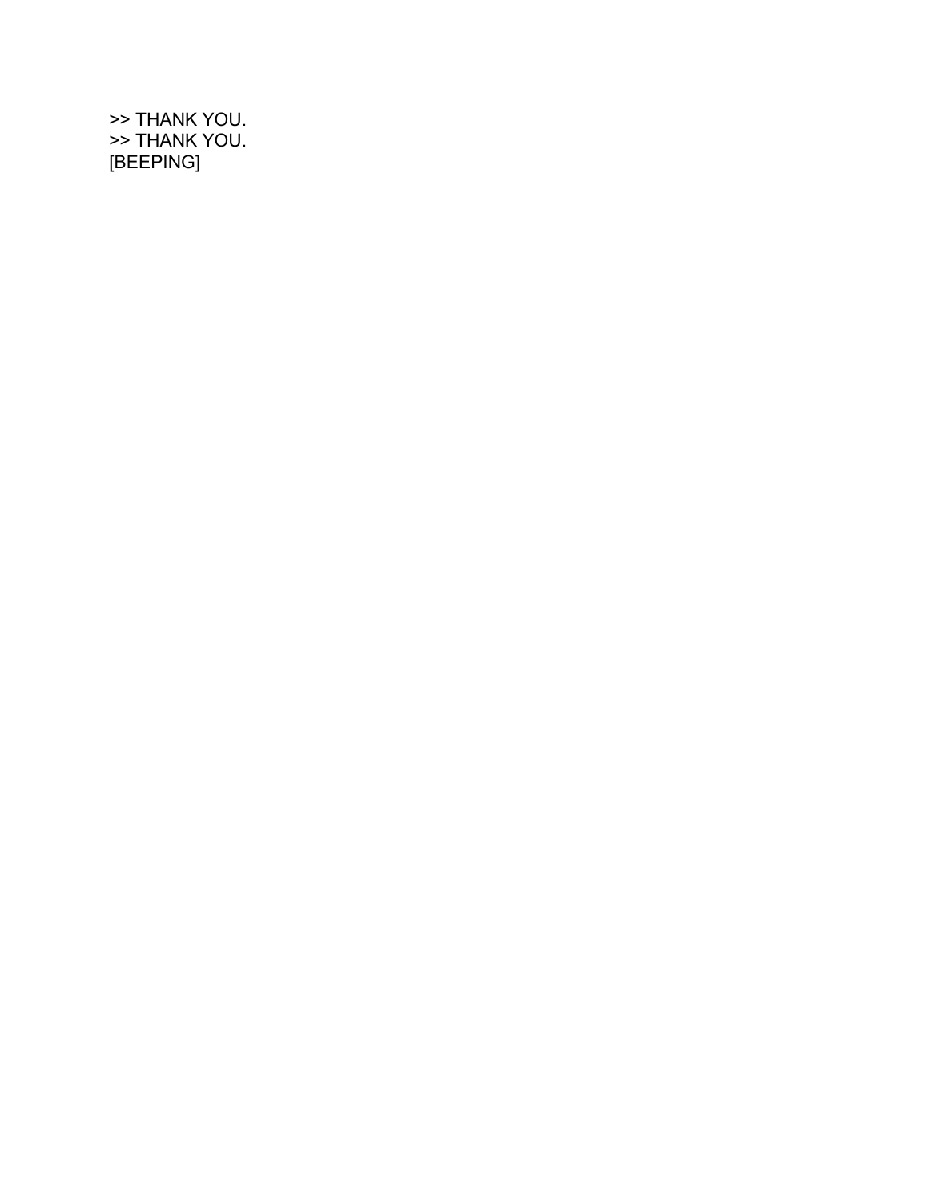>> THANK YOU.
>> THANK YOU.
[BEEPING]